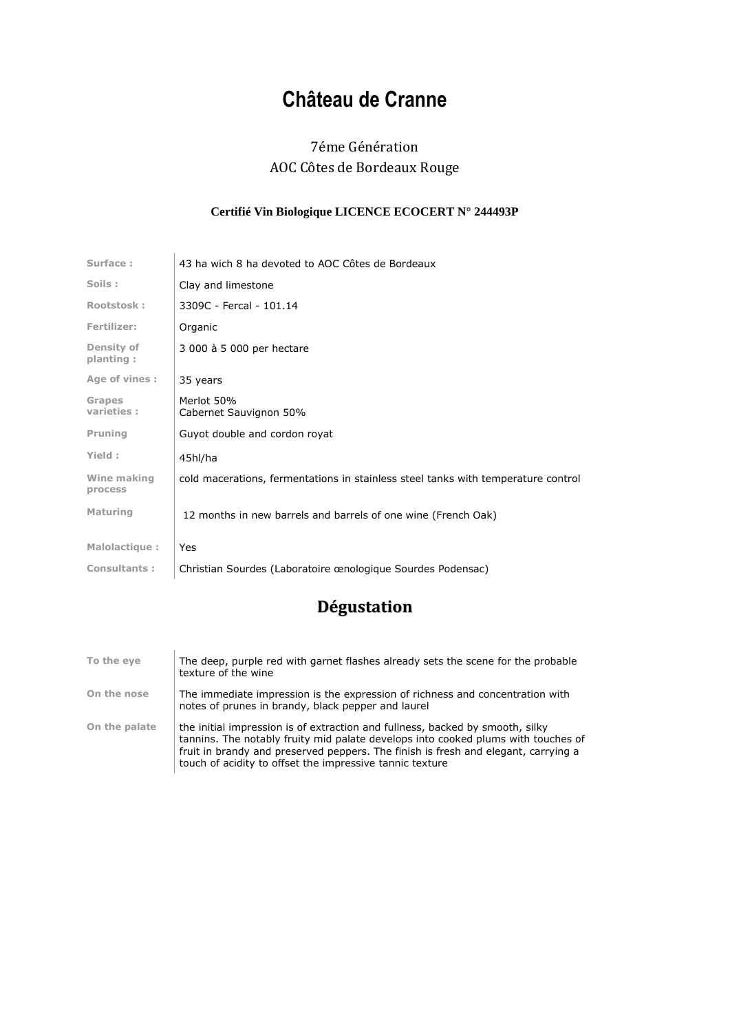# Château de Cranne

7éme Génération

AOC Côtes de Bordeaux Rouge

**Certifié Vin Biologique LICENCE ECOCERT N° 244493P**

| | |
|---|---|
| **Surface :** | 43 ha wich 8 ha devoted to AOC Côtes de Bordeaux |
| **Soils :** | Clay and limestone |
| **Rootstosk :** | 3309C - Fercal - 101.14 |
| **Fertilizer:** | Organic |
| **Density of planting :** | 3 000 à 5 000 per hectare |
| **Age of vines :** | 35 years |
| **Grapes varieties :** | Merlot 50%<br>Cabernet Sauvignon 50% |
| **Pruning** | Guyot double and cordon royat |
| **Yield :** | 45hl/ha |
| **Wine making process** | cold macerations, fermentations in stainless steel tanks with temperature control |
| **Maturing** | 12 months in new barrels and barrels of one wine (French Oak) |
| **Malolactique :** | Yes |
| **Consultants :** | Christian Sourdes (Laboratoire œnologique Sourdes Podensac) |

## Dégustation

| | |
|---|---|
| **To the eye** | The deep, purple red with garnet flashes already sets the scene for the probable texture of the wine |
| **On the nose** | The immediate impression is the expression of richness and concentration with notes of prunes in brandy, black pepper and laurel |
| **On the palate** | the initial impression is of extraction and fullness, backed by smooth, silky tannins. The notably fruity mid palate develops into cooked plums with touches of fruit in brandy and preserved peppers. The finish is fresh and elegant, carrying a touch of acidity to offset the impressive tannic texture |